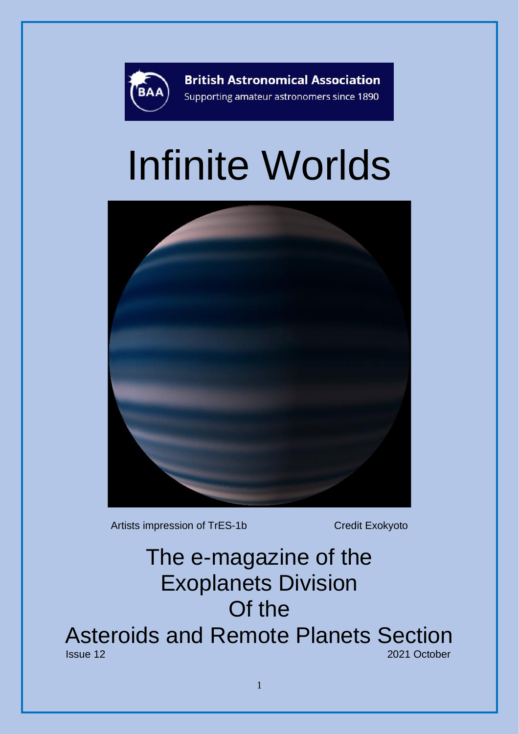**British Astronomical Association**
Supporting amateur astronomers since 1890

# Infinite Worlds

Artists impression of TrES-1b Credit Exokyoto

## The e-magazine of the Exoplanets Division Of the Asteroids and Remote Planets Section

Issue 12

2021 October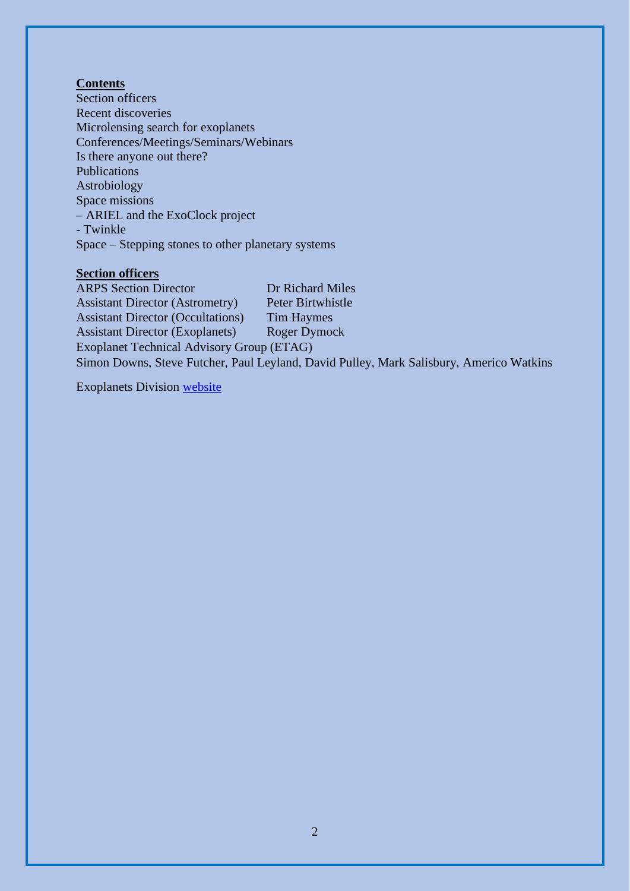**Contents**

Section officers
Recent discoveries
Microlensing search for exoplanets
Conferences/Meetings/Seminars/Webinars
Is there anyone out there?
Publications
Astrobiology
Space missions
– ARIEL and the ExoClock project
- Twinkle
Space – Stepping stones to other planetary systems

**Section officers**

| | |
|---|---|
| ARPS Section Director | Dr Richard Miles |
| Assistant Director (Astrometry) | Peter Birtwhistle |
| Assistant Director (Occultations) | Tim Haymes |
| Assistant Director (Exoplanets) | Roger Dymock |

Exoplanet Technical Advisory Group (ETAG)
Simon Downs, Steve Futcher, Paul Leyland, David Pulley, Mark Salisbury, Americo Watkins

Exoplanets Division website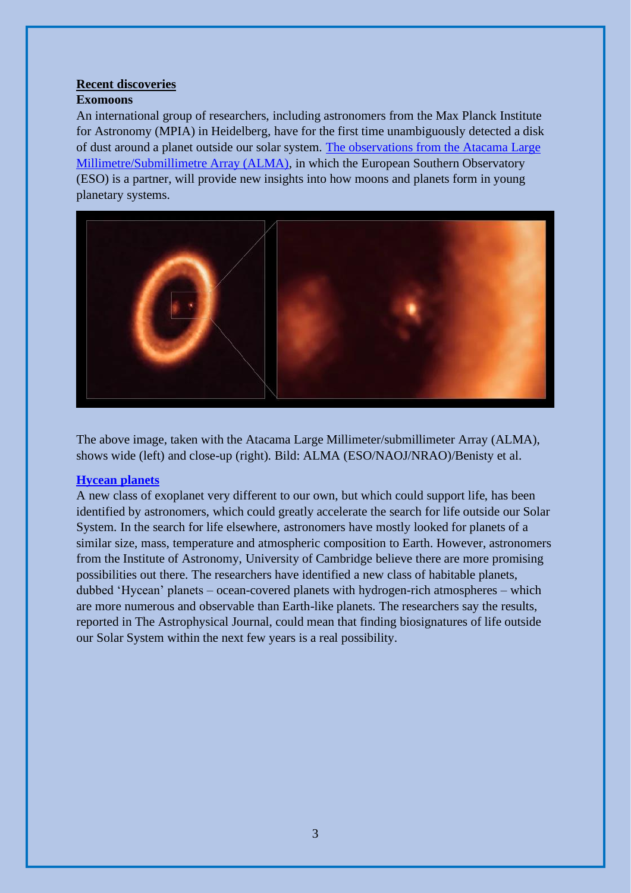## Recent discoveries

### Exomoons

An international group of researchers, including astronomers from the Max Planck Institute for Astronomy (MPIA) in Heidelberg, have for the first time unambiguously detected a disk of dust around a planet outside our solar system. [The observations from the Atacama Large Millimetre/Submillimetre Array (ALMA)](#), in which the European Southern Observatory (ESO) is a partner, will provide new insights into how moons and planets form in young planetary systems.

The above image, taken with the Atacama Large Millimeter/submillimeter Array (ALMA), shows wide (left) and close-up (right). Bild: ALMA (ESO/NAOJ/NRAO)/Benisty et al.

### [Hycean planets](#)

A new class of exoplanet very different to our own, but which could support life, has been identified by astronomers, which could greatly accelerate the search for life outside our Solar System. In the search for life elsewhere, astronomers have mostly looked for planets of a similar size, mass, temperature and atmospheric composition to Earth. However, astronomers from the Institute of Astronomy, University of Cambridge believe there are more promising possibilities out there. The researchers have identified a new class of habitable planets, dubbed 'Hycean' planets – ocean-covered planets with hydrogen-rich atmospheres – which are more numerous and observable than Earth-like planets. The researchers say the results, reported in The Astrophysical Journal, could mean that finding biosignatures of life outside our Solar System within the next few years is a real possibility.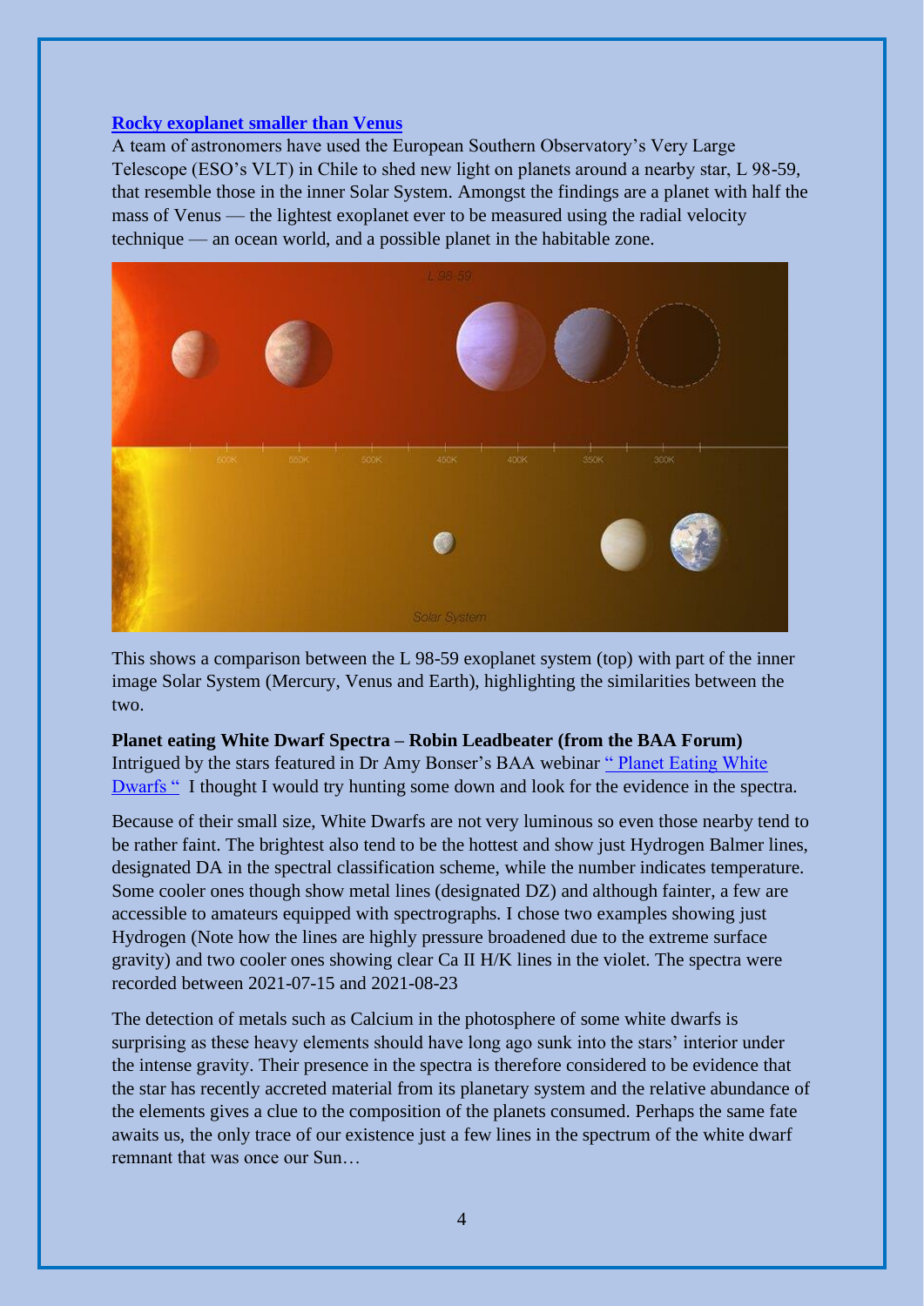**[Rocky exoplanet smaller than Venus]()**

A team of astronomers have used the European Southern Observatory's Very Large Telescope (ESO's VLT) in Chile to shed new light on planets around a nearby star, L 98-59, that resemble those in the inner Solar System. Amongst the findings are a planet with half the mass of Venus — the lightest exoplanet ever to be measured using the radial velocity technique — an ocean world, and a possible planet in the habitable zone.

This shows a comparison between the L 98-59 exoplanet system (top) with part of the inner image Solar System (Mercury, Venus and Earth), highlighting the similarities between the two.

**Planet eating White Dwarf Spectra – Robin Leadbeater (from the BAA Forum)**

Intrigued by the stars featured in Dr Amy Bonser's BAA webinar [" Planet Eating White Dwarfs "]() I thought I would try hunting some down and look for the evidence in the spectra.

Because of their small size, White Dwarfs are not very luminous so even those nearby tend to be rather faint. The brightest also tend to be the hottest and show just Hydrogen Balmer lines, designated DA in the spectral classification scheme, while the number indicates temperature. Some cooler ones though show metal lines (designated DZ) and although fainter, a few are accessible to amateurs equipped with spectrographs. I chose two examples showing just Hydrogen (Note how the lines are highly pressure broadened due to the extreme surface gravity) and two cooler ones showing clear Ca II H/K lines in the violet. The spectra were recorded between 2021-07-15 and 2021-08-23

The detection of metals such as Calcium in the photosphere of some white dwarfs is surprising as these heavy elements should have long ago sunk into the stars' interior under the intense gravity. Their presence in the spectra is therefore considered to be evidence that the star has recently accreted material from its planetary system and the relative abundance of the elements gives a clue to the composition of the planets consumed. Perhaps the same fate awaits us, the only trace of our existence just a few lines in the spectrum of the white dwarf remnant that was once our Sun…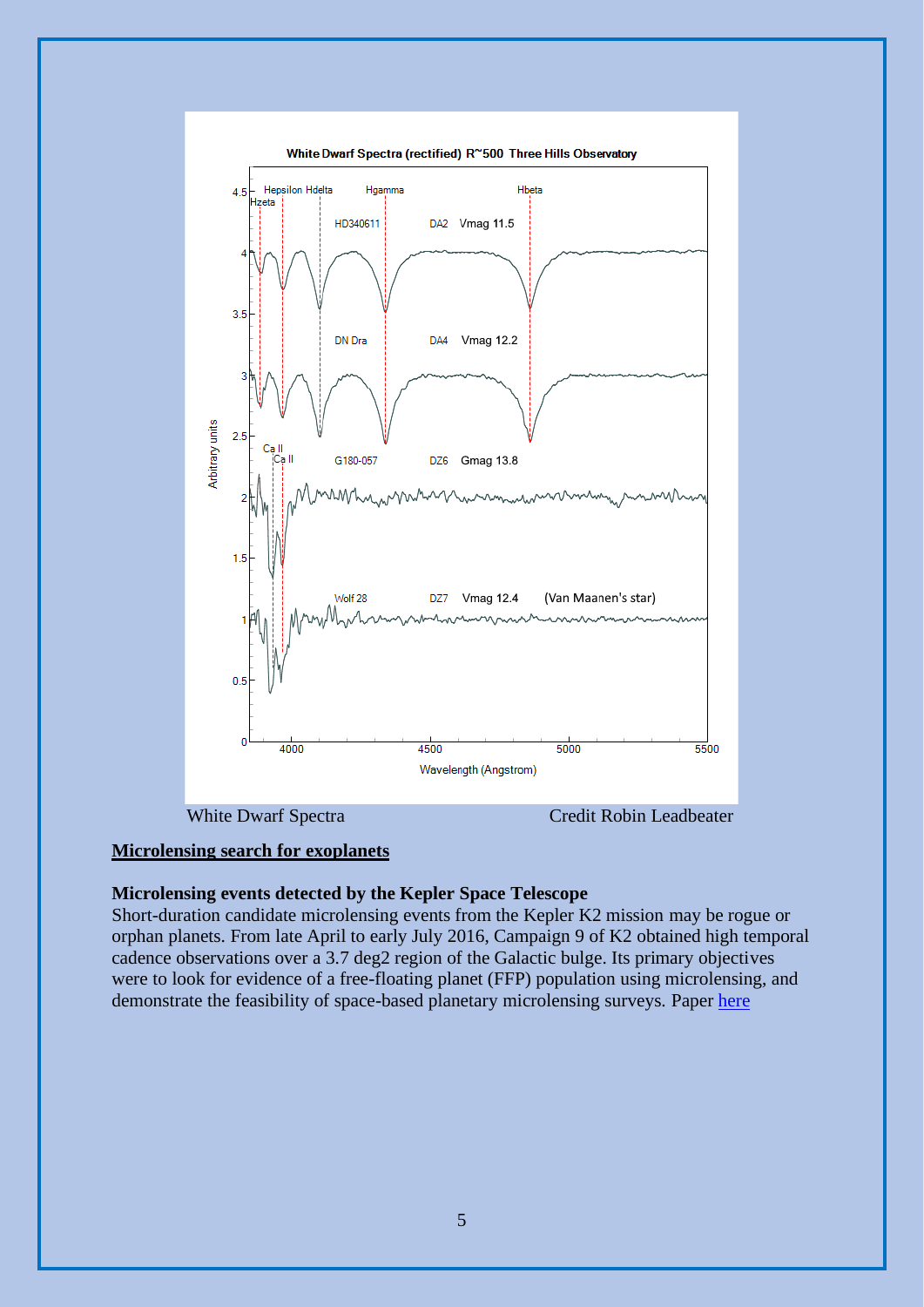White Dwarf Spectra Credit Robin Leadbeater

## Microlensing search for exoplanets

**Microlensing events detected by the Kepler Space Telescope**

Short-duration candidate microlensing events from the Kepler K2 mission may be rogue or orphan planets. From late April to early July 2016, Campaign 9 of K2 obtained high temporal cadence observations over a 3.7 deg2 region of the Galactic bulge. Its primary objectives were to look for evidence of a free-floating planet (FFP) population using microlensing, and demonstrate the feasibility of space-based planetary microlensing surveys. Paper here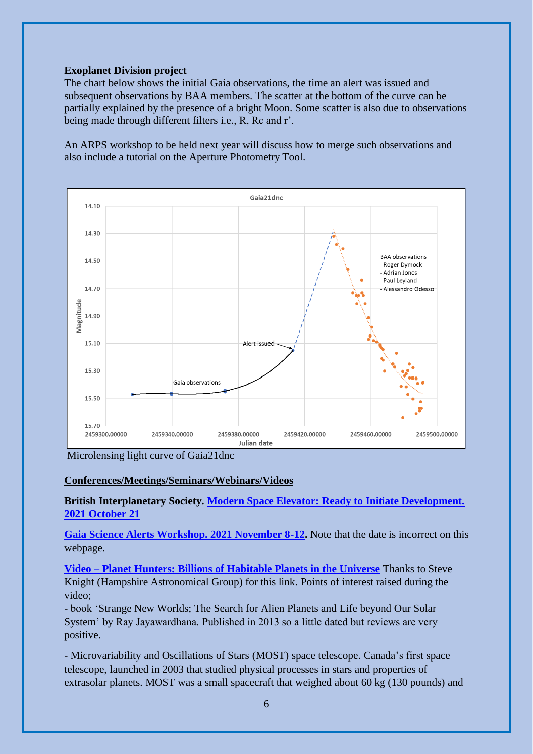**Exoplanet Division project**

The chart below shows the initial Gaia observations, the time an alert was issued and subsequent observations by BAA members. The scatter at the bottom of the curve can be partially explained by the presence of a bright Moon. Some scatter is also due to observations being made through different filters i.e., R, Rc and r'.

An ARPS workshop to be held next year will discuss how to merge such observations and also include a tutorial on the Aperture Photometry Tool.

Microlensing light curve of Gaia21dnc

## Conferences/Meetings/Seminars/Webinars/Videos

**British Interplanetary Society. Modern Space Elevator: Ready to Initiate Development. 2021 October 21**

**Gaia Science Alerts Workshop. 2021 November 8-12.** Note that the date is incorrect on this webpage.

**Video – Planet Hunters: Billions of Habitable Planets in the Universe** Thanks to Steve Knight (Hampshire Astronomical Group) for this link. Points of interest raised during the video;

- book 'Strange New Worlds; The Search for Alien Planets and Life beyond Our Solar System' by Ray Jayawardhana. Published in 2013 so a little dated but reviews are very positive.

- Microvariability and Oscillations of Stars (MOST) space telescope. Canada's first space telescope, launched in 2003 that studied physical processes in stars and properties of extrasolar planets. MOST was a small spacecraft that weighed about 60 kg (130 pounds) and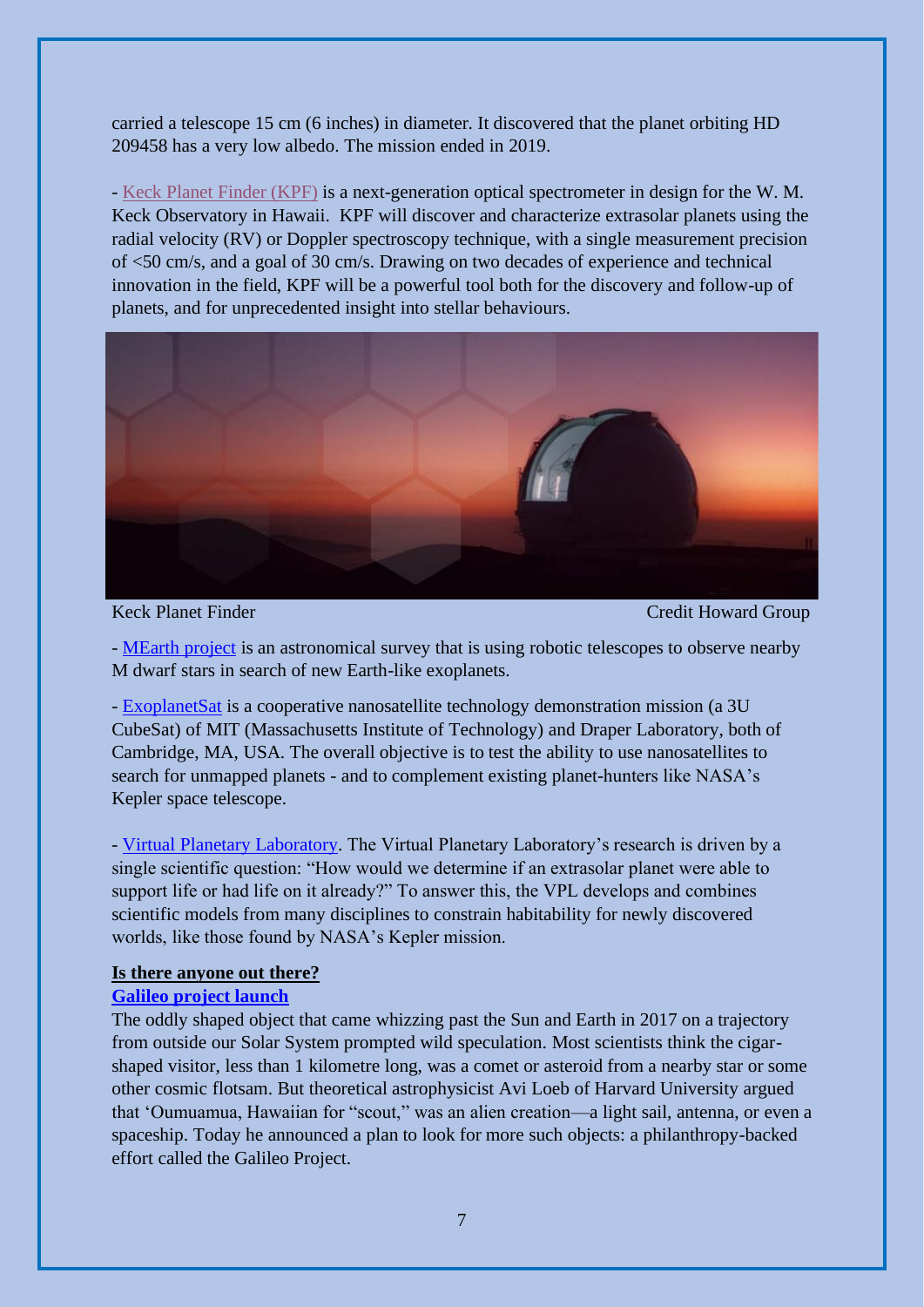carried a telescope 15 cm (6 inches) in diameter. It discovered that the planet orbiting HD 209458 has a very low albedo. The mission ended in 2019.

- Keck Planet Finder (KPF) is a next-generation optical spectrometer in design for the W. M. Keck Observatory in Hawaii. KPF will discover and characterize extrasolar planets using the radial velocity (RV) or Doppler spectroscopy technique, with a single measurement precision of <50 cm/s, and a goal of 30 cm/s. Drawing on two decades of experience and technical innovation in the field, KPF will be a powerful tool both for the discovery and follow-up of planets, and for unprecedented insight into stellar behaviours.

Keck Planet Finder Credit Howard Group

- MEarth project is an astronomical survey that is using robotic telescopes to observe nearby M dwarf stars in search of new Earth-like exoplanets.

- ExoplanetSat is a cooperative nanosatellite technology demonstration mission (a 3U CubeSat) of MIT (Massachusetts Institute of Technology) and Draper Laboratory, both of Cambridge, MA, USA. The overall objective is to test the ability to use nanosatellites to search for unmapped planets - and to complement existing planet-hunters like NASA's Kepler space telescope.

- Virtual Planetary Laboratory. The Virtual Planetary Laboratory's research is driven by a single scientific question: "How would we determine if an extrasolar planet were able to support life or had life on it already?" To answer this, the VPL develops and combines scientific models from many disciplines to constrain habitability for newly discovered worlds, like those found by NASA's Kepler mission.

**Is there anyone out there?**

**Galileo project launch**

The oddly shaped object that came whizzing past the Sun and Earth in 2017 on a trajectory from outside our Solar System prompted wild speculation. Most scientists think the cigar-shaped visitor, less than 1 kilometre long, was a comet or asteroid from a nearby star or some other cosmic flotsam. But theoretical astrophysicist Avi Loeb of Harvard University argued that 'Oumuamua, Hawaiian for "scout," was an alien creation—a light sail, antenna, or even a spaceship. Today he announced a plan to look for more such objects: a philanthropy-backed effort called the Galileo Project.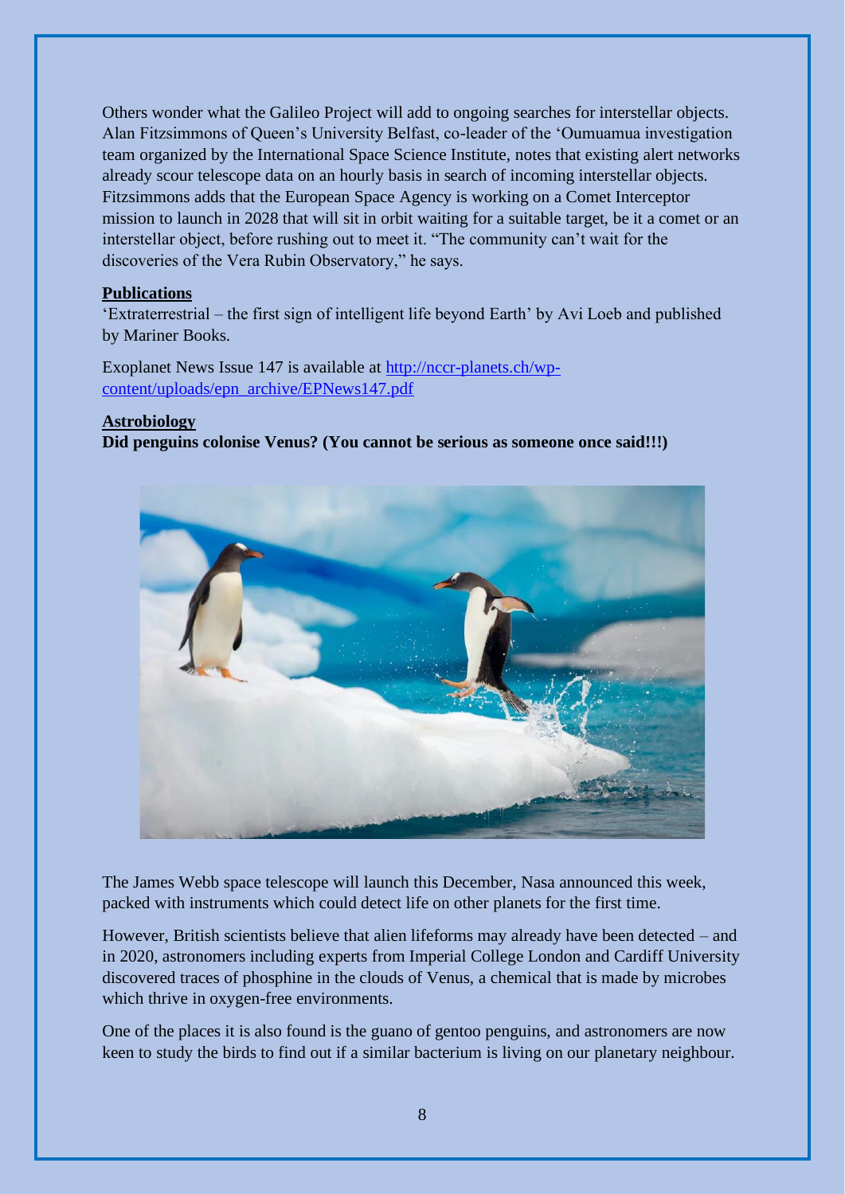Others wonder what the Galileo Project will add to ongoing searches for interstellar objects. Alan Fitzsimmons of Queen's University Belfast, co-leader of the 'Oumuamua investigation team organized by the International Space Science Institute, notes that existing alert networks already scour telescope data on an hourly basis in search of incoming interstellar objects. Fitzsimmons adds that the European Space Agency is working on a Comet Interceptor mission to launch in 2028 that will sit in orbit waiting for a suitable target, be it a comet or an interstellar object, before rushing out to meet it. "The community can't wait for the discoveries of the Vera Rubin Observatory," he says.

**Publications**

'Extraterrestrial – the first sign of intelligent life beyond Earth' by Avi Loeb and published by Mariner Books.

Exoplanet News Issue 147 is available at http://nccr-planets.ch/wp-content/uploads/epn_archive/EPNews147.pdf

**Astrobiology**

**Did penguins colonise Venus? (You cannot be serious as someone once said!!!)**

The James Webb space telescope will launch this December, Nasa announced this week, packed with instruments which could detect life on other planets for the first time.

However, British scientists believe that alien lifeforms may already have been detected – and in 2020, astronomers including experts from Imperial College London and Cardiff University discovered traces of phosphine in the clouds of Venus, a chemical that is made by microbes which thrive in oxygen-free environments.

One of the places it is also found is the guano of gentoo penguins, and astronomers are now keen to study the birds to find out if a similar bacterium is living on our planetary neighbour.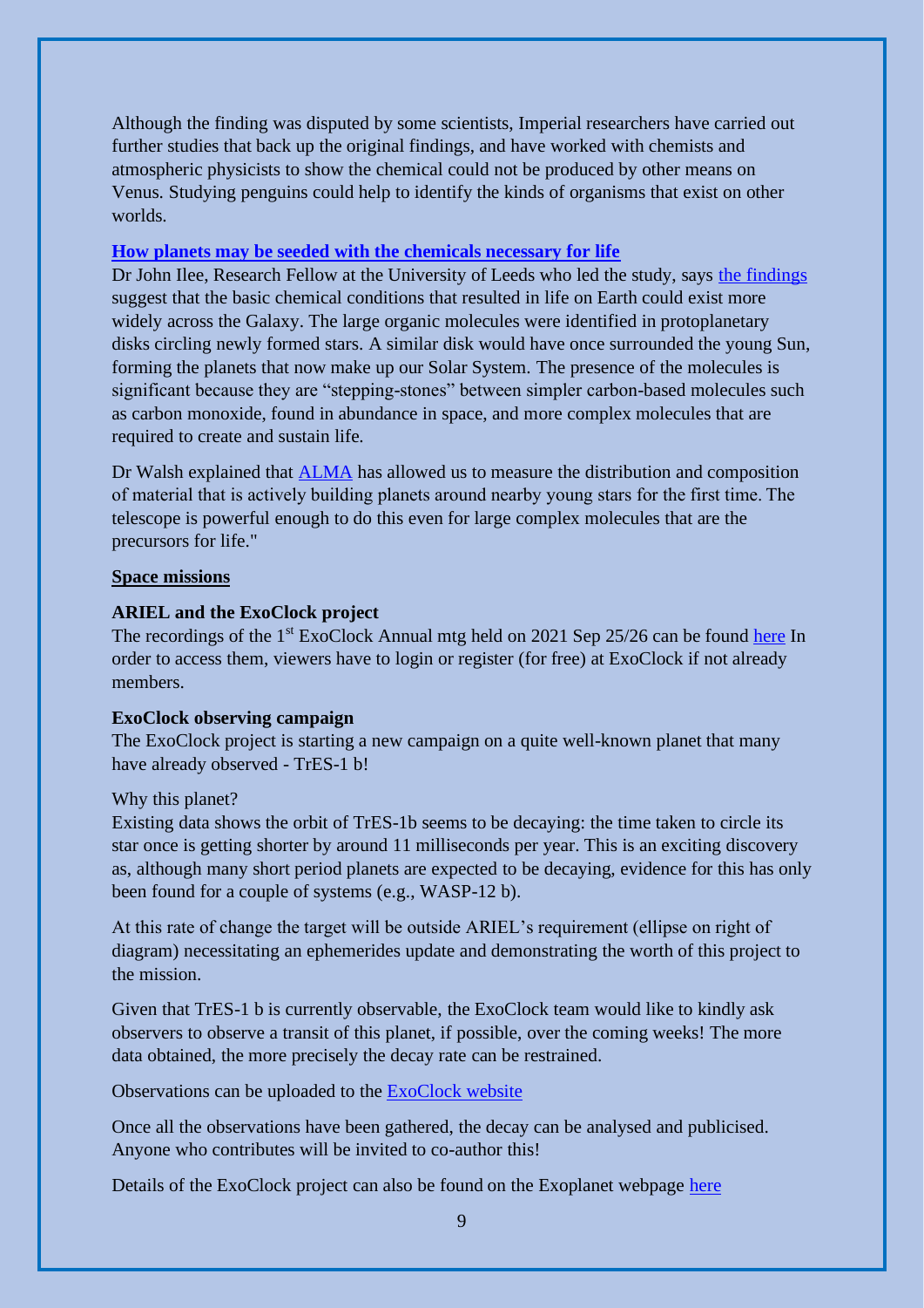Although the finding was disputed by some scientists, Imperial researchers have carried out further studies that back up the original findings, and have worked with chemists and atmospheric physicists to show the chemical could not be produced by other means on Venus. Studying penguins could help to identify the kinds of organisms that exist on other worlds.

**How planets may be seeded with the chemicals necessary for life**

Dr John Ilee, Research Fellow at the University of Leeds who led the study, says the findings suggest that the basic chemical conditions that resulted in life on Earth could exist more widely across the Galaxy. The large organic molecules were identified in protoplanetary disks circling newly formed stars. A similar disk would have once surrounded the young Sun, forming the planets that now make up our Solar System. The presence of the molecules is significant because they are "stepping-stones" between simpler carbon-based molecules such as carbon monoxide, found in abundance in space, and more complex molecules that are required to create and sustain life.

Dr Walsh explained that ALMA has allowed us to measure the distribution and composition of material that is actively building planets around nearby young stars for the first time. The telescope is powerful enough to do this even for large complex molecules that are the precursors for life."

## Space missions

### ARIEL and the ExoClock project

The recordings of the 1st ExoClock Annual mtg held on 2021 Sep 25/26 can be found here In order to access them, viewers have to login or register (for free) at ExoClock if not already members.

### ExoClock observing campaign

The ExoClock project is starting a new campaign on a quite well-known planet that many have already observed - TrES-1 b!

Why this planet?

Existing data shows the orbit of TrES-1b seems to be decaying: the time taken to circle its star once is getting shorter by around 11 milliseconds per year. This is an exciting discovery as, although many short period planets are expected to be decaying, evidence for this has only been found for a couple of systems (e.g., WASP-12 b).

At this rate of change the target will be outside ARIEL's requirement (ellipse on right of diagram) necessitating an ephemerides update and demonstrating the worth of this project to the mission.

Given that TrES-1 b is currently observable, the ExoClock team would like to kindly ask observers to observe a transit of this planet, if possible, over the coming weeks! The more data obtained, the more precisely the decay rate can be restrained.

Observations can be uploaded to the ExoClock website

Once all the observations have been gathered, the decay can be analysed and publicised. Anyone who contributes will be invited to co-author this!

Details of the ExoClock project can also be found on the Exoplanet webpage here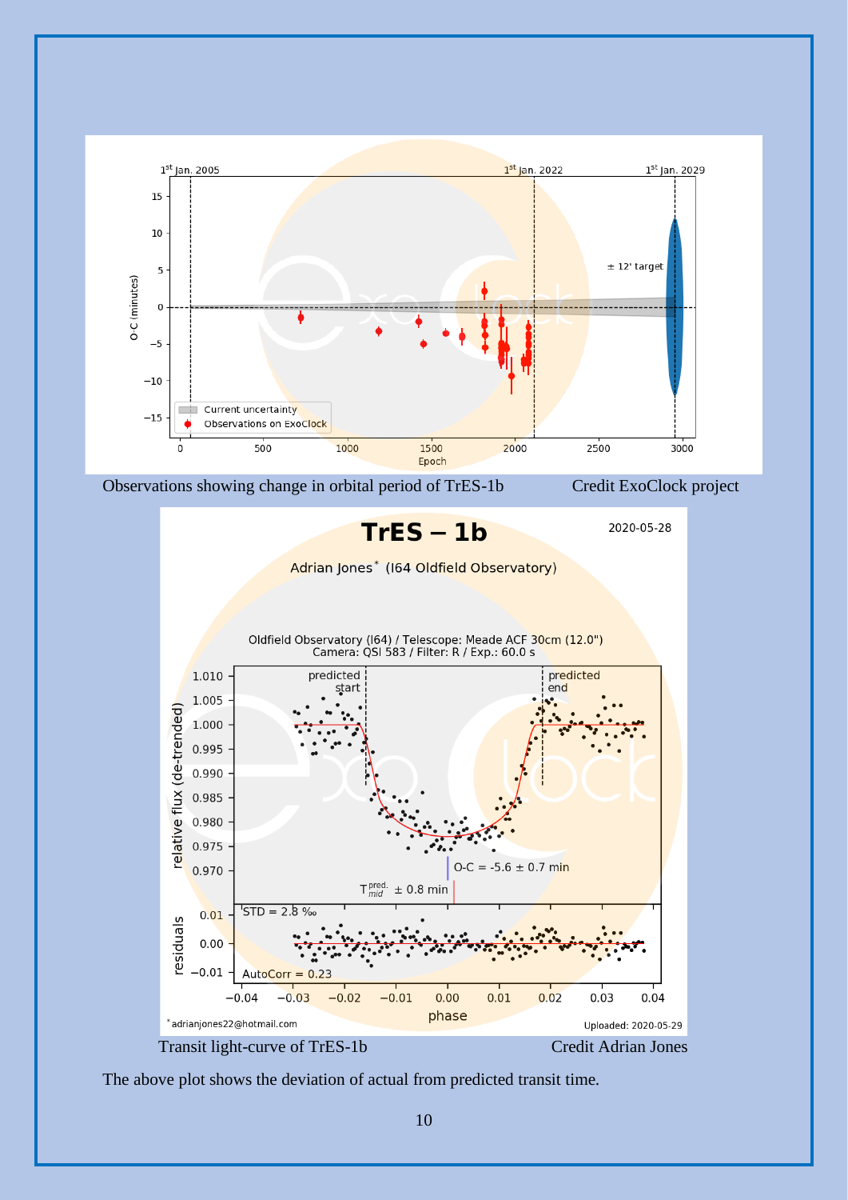Observations showing change in orbital period of TrES-1b Credit ExoClock project

Transit light-curve of TrES-1b Credit Adrian Jones

The above plot shows the deviation of actual from predicted transit time.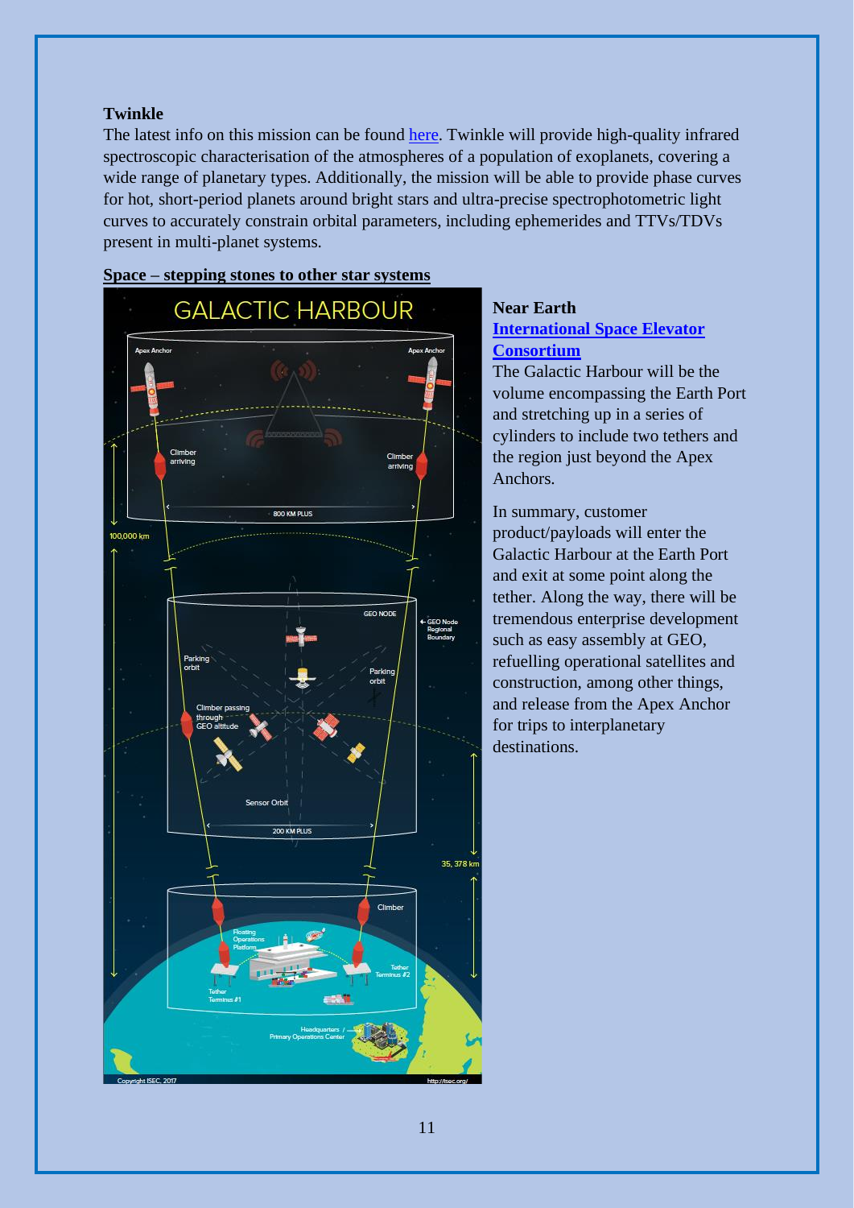**Twinkle**

The latest info on this mission can be found [here](). Twinkle will provide high-quality infrared spectroscopic characterisation of the atmospheres of a population of exoplanets, covering a wide range of planetary types. Additionally, the mission will be able to provide phase curves for hot, short-period planets around bright stars and ultra-precise spectrophotometric light curves to accurately constrain orbital parameters, including ephemerides and TTVs/TDVs present in multi-planet systems.

**Space – stepping stones to other star systems**

**Near Earth**

**International Space Elevator Consortium**

The Galactic Harbour will be the volume encompassing the Earth Port and stretching up in a series of cylinders to include two tethers and the region just beyond the Apex Anchors.

In summary, customer product/payloads will enter the Galactic Harbour at the Earth Port and exit at some point along the tether. Along the way, there will be tremendous enterprise development such as easy assembly at GEO, refuelling operational satellites and construction, among other things, and release from the Apex Anchor for trips to interplanetary destinations.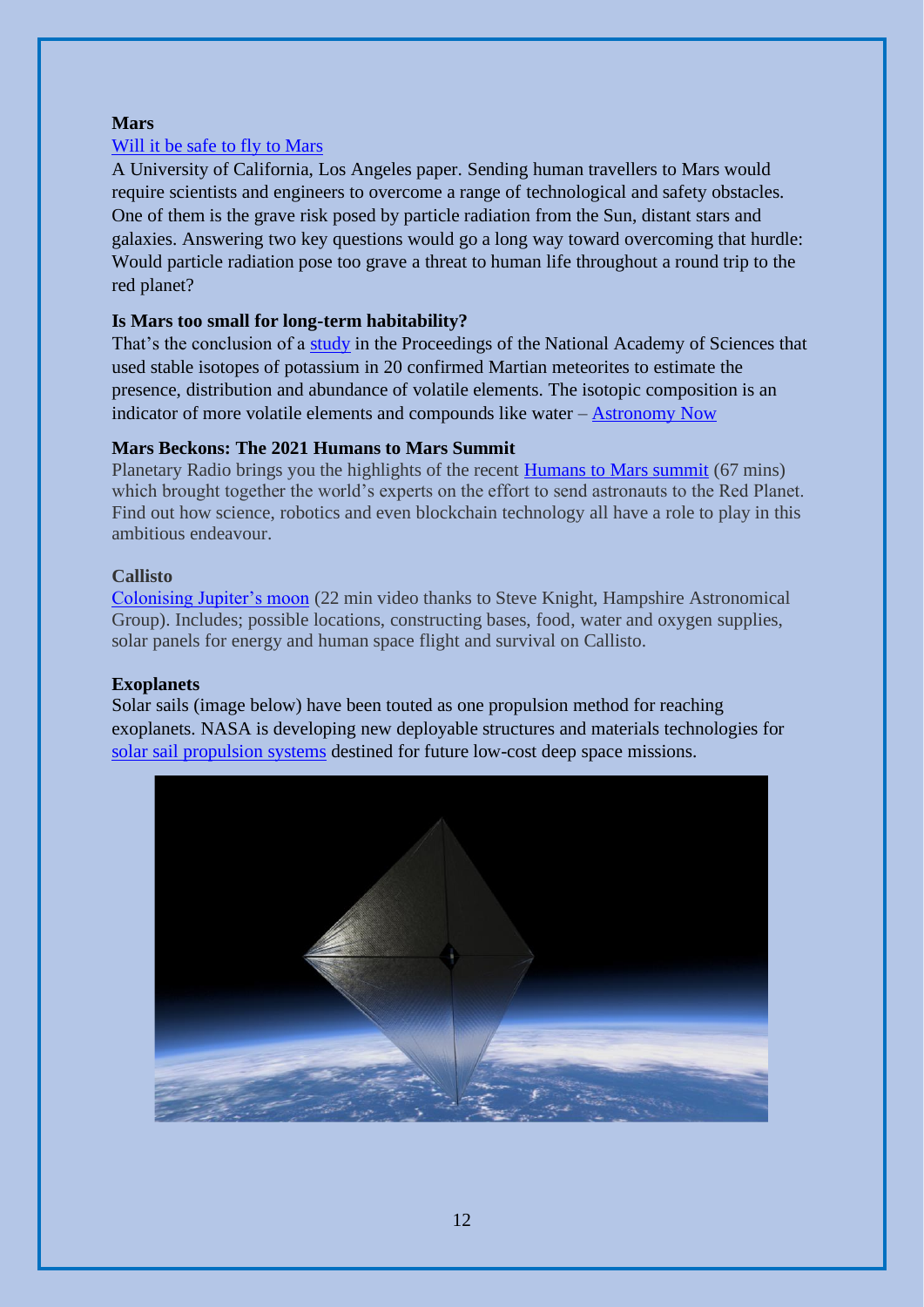**Mars**

Will it be safe to fly to Mars

A University of California, Los Angeles paper. Sending human travellers to Mars would require scientists and engineers to overcome a range of technological and safety obstacles. One of them is the grave risk posed by particle radiation from the Sun, distant stars and galaxies. Answering two key questions would go a long way toward overcoming that hurdle: Would particle radiation pose too grave a threat to human life throughout a round trip to the red planet?

**Is Mars too small for long-term habitability?**

That's the conclusion of a study in the Proceedings of the National Academy of Sciences that used stable isotopes of potassium in 20 confirmed Martian meteorites to estimate the presence, distribution and abundance of volatile elements. The isotopic composition is an indicator of more volatile elements and compounds like water – Astronomy Now

**Mars Beckons: The 2021 Humans to Mars Summit**

Planetary Radio brings you the highlights of the recent Humans to Mars summit (67 mins) which brought together the world's experts on the effort to send astronauts to the Red Planet. Find out how science, robotics and even blockchain technology all have a role to play in this ambitious endeavour.

**Callisto**

Colonising Jupiter's moon (22 min video thanks to Steve Knight, Hampshire Astronomical Group). Includes; possible locations, constructing bases, food, water and oxygen supplies, solar panels for energy and human space flight and survival on Callisto.

**Exoplanets**

Solar sails (image below) have been touted as one propulsion method for reaching exoplanets. NASA is developing new deployable structures and materials technologies for solar sail propulsion systems destined for future low-cost deep space missions.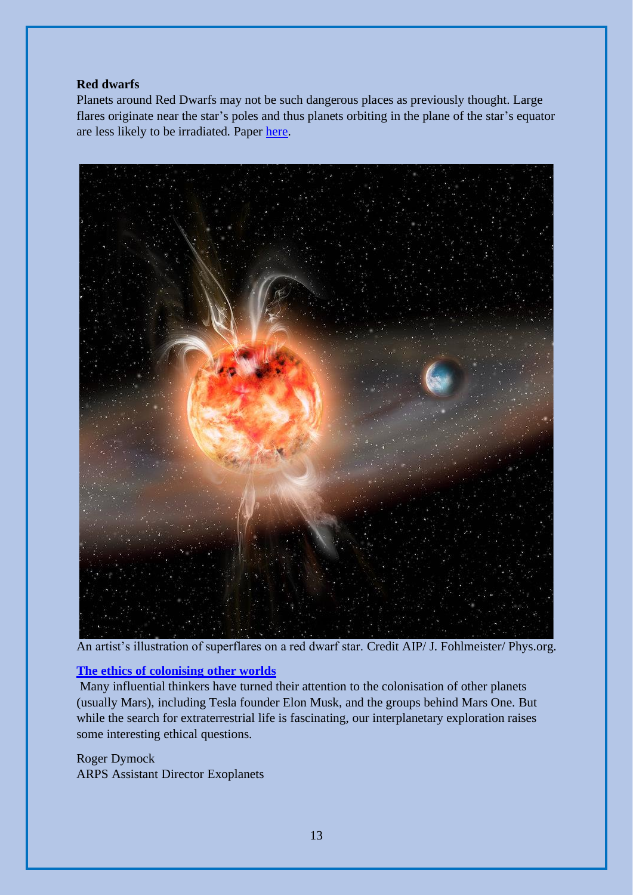**Red dwarfs**

Planets around Red Dwarfs may not be such dangerous places as previously thought. Large flares originate near the star's poles and thus planets orbiting in the plane of the star's equator are less likely to be irradiated. Paper [here](here).

An artist's illustration of superflares on a red dwarf star. Credit AIP/ J. Fohlmeister/ Phys.org.

**[The ethics of colonising other worlds](The ethics of colonising other worlds)**

Many influential thinkers have turned their attention to the colonisation of other planets (usually Mars), including Tesla founder Elon Musk, and the groups behind Mars One. But while the search for extraterrestrial life is fascinating, our interplanetary exploration raises some interesting ethical questions.

Roger Dymock
ARPS Assistant Director Exoplanets